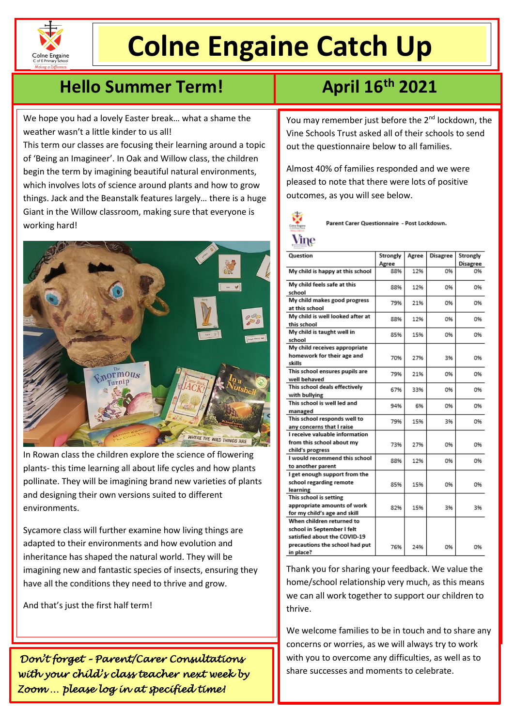# Colne Engaine Catch Up

## Hello Summer Term!

We hope you had a lovely Easter break… what a shame the weather wasn't a little kinder to us all!
This term our classes are focusing their learning around a topic of 'Being an Imagineer'. In Oak and Willow class, the children begin the term by imagining beautiful natural environments, which involves lots of science around plants and how to grow things. Jack and the Beanstalk features largely… there is a huge Giant in the Willow classroom, making sure that everyone is working hard!

In Rowan class the children explore the science of flowering plants- this time learning all about life cycles and how plants pollinate. They will be imagining brand new varieties of plants and designing their own versions suited to different environments.

Sycamore class will further examine how living things are adapted to their environments and how evolution and inheritance has shaped the natural world. They will be imagining new and fantastic species of insects, ensuring they have all the conditions they need to thrive and grow.

And that's just the first half term!

*Don't forget – Parent/Carer Consultations with your child's class teacher next week by Zoom… please log in at specified time!*

## April 16th 2021

You may remember just before the 2nd lockdown, the Vine Schools Trust asked all of their schools to send out the questionnaire below to all families.

Almost 40% of families responded and we were pleased to note that there were lots of positive outcomes, as you will see below.

**Parent Carer Questionnaire - Post Lockdown.**

| Question | Strongly Agree | Agree | Disagree | Strongly Disagree |
|---|---|---|---|---|
| My child is happy at this school | 88% | 12% | 0% | 0% |
| My child feels safe at this school | 88% | 12% | 0% | 0% |
| My child makes good progress at this school | 79% | 21% | 0% | 0% |
| My child is well looked after at this school | 88% | 12% | 0% | 0% |
| My child is taught well in school | 85% | 15% | 0% | 0% |
| My child receives appropriate homework for their age and skills | 70% | 27% | 3% | 0% |
| This school ensures pupils are well behaved | 79% | 21% | 0% | 0% |
| This school deals effectively with bullying | 67% | 33% | 0% | 0% |
| This school is well led and managed | 94% | 6% | 0% | 0% |
| This school responds well to any concerns that I raise | 79% | 15% | 3% | 0% |
| I receive valuable information from this school about my child's progress | 73% | 27% | 0% | 0% |
| I would recommend this school to another parent | 88% | 12% | 0% | 0% |
| I get enough support from the school regarding remote learning | 85% | 15% | 0% | 0% |
| This school is setting appropriate amounts of work for my child's age and skill | 82% | 15% | 3% | 3% |
| When children returned to school in September I felt satisfied about the COVID-19 precautions the school had put in place? | 76% | 24% | 0% | 0% |

Thank you for sharing your feedback. We value the home/school relationship very much, as this means we can all work together to support our children to thrive.

We welcome families to be in touch and to share any concerns or worries, as we will always try to work with you to overcome any difficulties, as well as to share successes and moments to celebrate.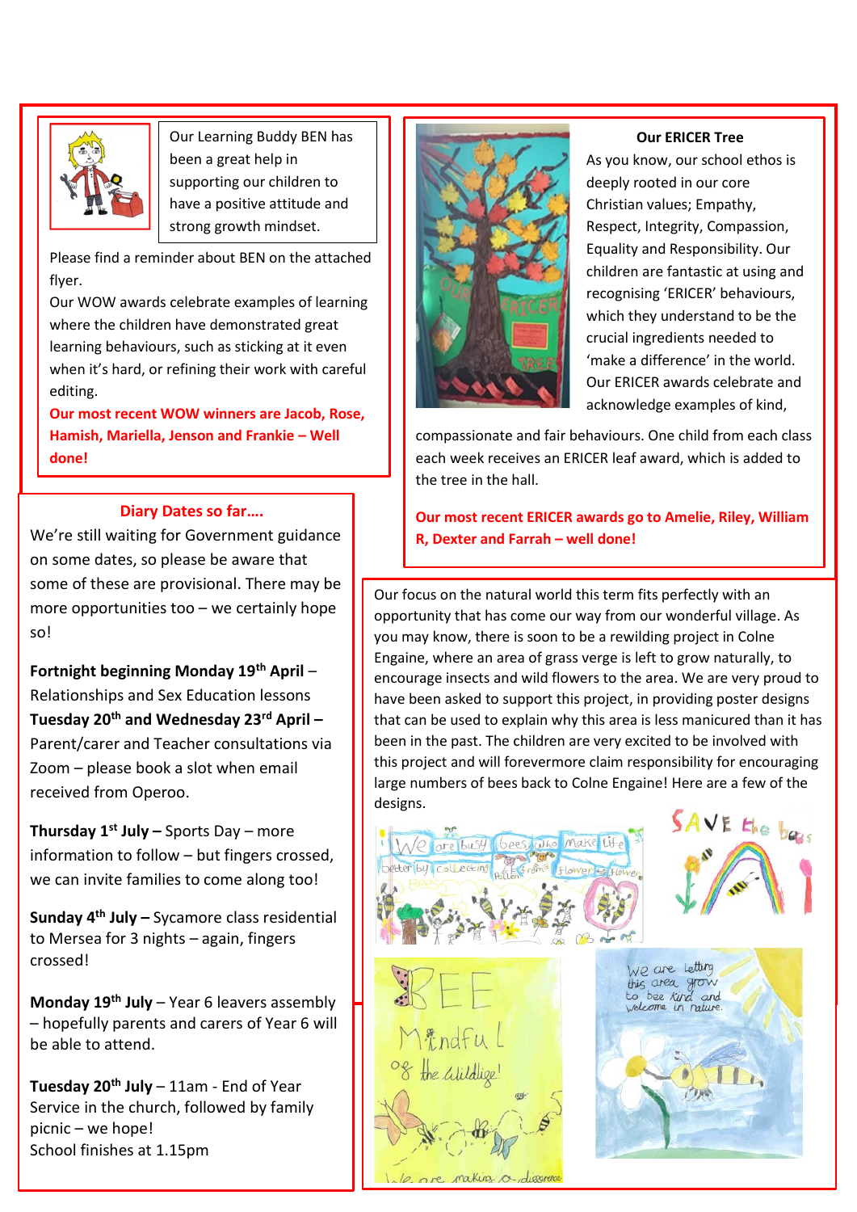Our Learning Buddy BEN has been a great help in supporting our children to have a positive attitude and strong growth mindset.

Please find a reminder about BEN on the attached flyer.

Our WOW awards celebrate examples of learning where the children have demonstrated great learning behaviours, such as sticking at it even when it's hard, or refining their work with careful editing.

**Our most recent WOW winners are Jacob, Rose, Hamish, Mariella, Jenson and Frankie – Well done!**

### Our ERICER Tree

As you know, our school ethos is deeply rooted in our core Christian values; Empathy, Respect, Integrity, Compassion, Equality and Responsibility. Our children are fantastic at using and recognising 'ERICER' behaviours, which they understand to be the crucial ingredients needed to 'make a difference' in the world. Our ERICER awards celebrate and acknowledge examples of kind, compassionate and fair behaviours. One child from each class each week receives an ERICER leaf award, which is added to the tree in the hall.

**Our most recent ERICER awards go to Amelie, Riley, William R, Dexter and Farrah – well done!**

### Diary Dates so far….

We're still waiting for Government guidance on some dates, so please be aware that some of these are provisional. There may be more opportunities too – we certainly hope so!

**Fortnight beginning Monday 19th April** – Relationships and Sex Education lessons

**Tuesday 20th and Wednesday 23rd April –** Parent/carer and Teacher consultations via Zoom – please book a slot when email received from Operoo.

**Thursday 1st July –** Sports Day – more information to follow – but fingers crossed, we can invite families to come along too!

**Sunday 4th July –** Sycamore class residential to Mersea for 3 nights – again, fingers crossed!

**Monday 19th July** – Year 6 leavers assembly – hopefully parents and carers of Year 6 will be able to attend.

**Tuesday 20th July** – 11am - End of Year Service in the church, followed by family picnic – we hope!
School finishes at 1.15pm

Our focus on the natural world this term fits perfectly with an opportunity that has come our way from our wonderful village. As you may know, there is soon to be a rewilding project in Colne Engaine, where an area of grass verge is left to grow naturally, to encourage insects and wild flowers to the area. We are very proud to have been asked to support this project, in providing poster designs that can be used to explain why this area is less manicured than it has been in the past. The children are very excited to be involved with this project and will forevermore claim responsibility for encouraging large numbers of bees back to Colne Engaine! Here are a few of the designs.